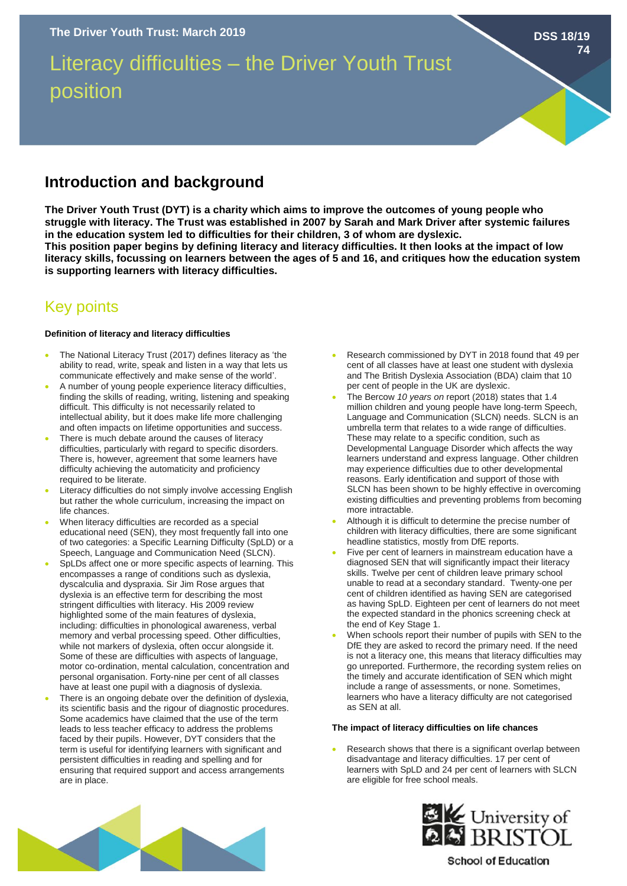The Driver Youth Trust: March 2019

DSS 18/19 74

# Literacy difficulties – the Driver Youth Trust position

## Introduction and background

**The Driver Youth Trust (DYT) is a charity which aims to improve the outcomes of young people who struggle with literacy. The Trust was established in 2007 by Sarah and Mark Driver after systemic failures in the education system led to difficulties for their children, 3 of whom are dyslexic.**
**This position paper begins by defining literacy and literacy difficulties. It then looks at the impact of low literacy skills, focussing on learners between the ages of 5 and 16, and critiques how the education system is supporting learners with literacy difficulties.**

## Key points

#### Definition of literacy and literacy difficulties

- The National Literacy Trust (2017) defines literacy as 'the ability to read, write, speak and listen in a way that lets us communicate effectively and make sense of the world'.
- A number of young people experience literacy difficulties, finding the skills of reading, writing, listening and speaking difficult. This difficulty is not necessarily related to intellectual ability, but it does make life more challenging and often impacts on lifetime opportunities and success.
- There is much debate around the causes of literacy difficulties, particularly with regard to specific disorders. There is, however, agreement that some learners have difficulty achieving the automaticity and proficiency required to be literate.
- Literacy difficulties do not simply involve accessing English but rather the whole curriculum, increasing the impact on life chances.
- When literacy difficulties are recorded as a special educational need (SEN), they most frequently fall into one of two categories: a Specific Learning Difficulty (SpLD) or a Speech, Language and Communication Need (SLCN).
- SpLDs affect one or more specific aspects of learning. This encompasses a range of conditions such as dyslexia, dyscalculia and dyspraxia. Sir Jim Rose argues that dyslexia is an effective term for describing the most stringent difficulties with literacy. His 2009 review highlighted some of the main features of dyslexia, including: difficulties in phonological awareness, verbal memory and verbal processing speed. Other difficulties, while not markers of dyslexia, often occur alongside it. Some of these are difficulties with aspects of language, motor co-ordination, mental calculation, concentration and personal organisation. Forty-nine per cent of all classes have at least one pupil with a diagnosis of dyslexia.
- There is an ongoing debate over the definition of dyslexia, its scientific basis and the rigour of diagnostic procedures. Some academics have claimed that the use of the term leads to less teacher efficacy to address the problems faced by their pupils. However, DYT considers that the term is useful for identifying learners with significant and persistent difficulties in reading and spelling and for ensuring that required support and access arrangements are in place.
- Research commissioned by DYT in 2018 found that 49 per cent of all classes have at least one student with dyslexia and The British Dyslexia Association (BDA) claim that 10 per cent of people in the UK are dyslexic.
- The Bercow *10 years on* report (2018) states that 1.4 million children and young people have long-term Speech, Language and Communication (SLCN) needs. SLCN is an umbrella term that relates to a wide range of difficulties. These may relate to a specific condition, such as Developmental Language Disorder which affects the way learners understand and express language. Other children may experience difficulties due to other developmental reasons. Early identification and support of those with SLCN has been shown to be highly effective in overcoming existing difficulties and preventing problems from becoming more intractable.
- Although it is difficult to determine the precise number of children with literacy difficulties, there are some significant headline statistics, mostly from DfE reports.
- Five per cent of learners in mainstream education have a diagnosed SEN that will significantly impact their literacy skills. Twelve per cent of children leave primary school unable to read at a secondary standard. Twenty-one per cent of children identified as having SEN are categorised as having SpLD. Eighteen per cent of learners do not meet the expected standard in the phonics screening check at the end of Key Stage 1.
- When schools report their number of pupils with SEN to the DfE they are asked to record the primary need. If the need is not a literacy one, this means that literacy difficulties may go unreported. Furthermore, the recording system relies on the timely and accurate identification of SEN which might include a range of assessments, or none. Sometimes, learners who have a literacy difficulty are not categorised as SEN at all.

#### The impact of literacy difficulties on life chances

- Research shows that there is a significant overlap between disadvantage and literacy difficulties. 17 per cent of learners with SpLD and 24 per cent of learners with SLCN are eligible for free school meals.

University of BRISTOL
School of Education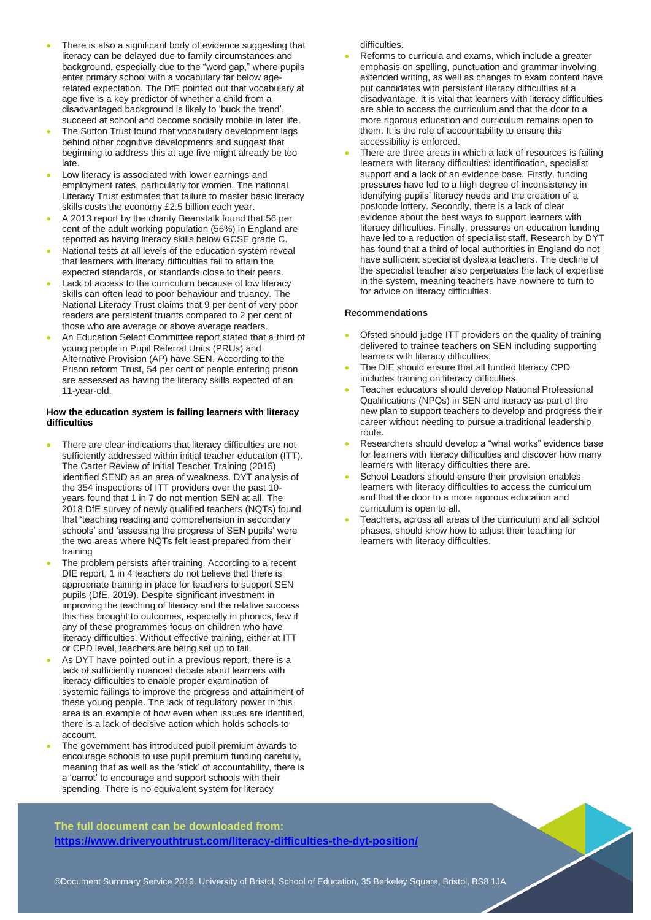- There is also a significant body of evidence suggesting that literacy can be delayed due to family circumstances and background, especially due to the "word gap," where pupils enter primary school with a vocabulary far below age-related expectation. The DfE pointed out that vocabulary at age five is a key predictor of whether a child from a disadvantaged background is likely to 'buck the trend', succeed at school and become socially mobile in later life.
- The Sutton Trust found that vocabulary development lags behind other cognitive developments and suggest that beginning to address this at age five might already be too late.
- Low literacy is associated with lower earnings and employment rates, particularly for women. The national Literacy Trust estimates that failure to master basic literacy skills costs the economy £2.5 billion each year.
- A 2013 report by the charity Beanstalk found that 56 per cent of the adult working population (56%) in England are reported as having literacy skills below GCSE grade C.
- National tests at all levels of the education system reveal that learners with literacy difficulties fail to attain the expected standards, or standards close to their peers.
- Lack of access to the curriculum because of low literacy skills can often lead to poor behaviour and truancy. The National Literacy Trust claims that 9 per cent of very poor readers are persistent truants compared to 2 per cent of those who are average or above average readers.
- An Education Select Committee report stated that a third of young people in Pupil Referral Units (PRUs) and Alternative Provision (AP) have SEN. According to the Prison reform Trust, 54 per cent of people entering prison are assessed as having the literacy skills expected of an 11-year-old.

**How the education system is failing learners with literacy difficulties**

- There are clear indications that literacy difficulties are not sufficiently addressed within initial teacher education (ITT). The Carter Review of Initial Teacher Training (2015) identified SEND as an area of weakness. DYT analysis of the 354 inspections of ITT providers over the past 10-years found that 1 in 7 do not mention SEN at all. The 2018 DfE survey of newly qualified teachers (NQTs) found that 'teaching reading and comprehension in secondary schools' and 'assessing the progress of SEN pupils' were the two areas where NQTs felt least prepared from their training
- The problem persists after training. According to a recent DfE report, 1 in 4 teachers do not believe that there is appropriate training in place for teachers to support SEN pupils (DfE, 2019). Despite significant investment in improving the teaching of literacy and the relative success this has brought to outcomes, especially in phonics, few if any of these programmes focus on children who have literacy difficulties. Without effective training, either at ITT or CPD level, teachers are being set up to fail.
- As DYT have pointed out in a previous report, there is a lack of sufficiently nuanced debate about learners with literacy difficulties to enable proper examination of systemic failings to improve the progress and attainment of these young people. The lack of regulatory power in this area is an example of how even when issues are identified, there is a lack of decisive action which holds schools to account.
- The government has introduced pupil premium awards to encourage schools to use pupil premium funding carefully, meaning that as well as the 'stick' of accountability, there is a 'carrot' to encourage and support schools with their spending. There is no equivalent system for literacy difficulties.
- Reforms to curricula and exams, which include a greater emphasis on spelling, punctuation and grammar involving extended writing, as well as changes to exam content have put candidates with persistent literacy difficulties at a disadvantage. It is vital that learners with literacy difficulties are able to access the curriculum and that the door to a more rigorous education and curriculum remains open to them. It is the role of accountability to ensure this accessibility is enforced.
- There are three areas in which a lack of resources is failing learners with literacy difficulties: identification, specialist support and a lack of an evidence base. Firstly, funding pressures have led to a high degree of inconsistency in identifying pupils' literacy needs and the creation of a postcode lottery. Secondly, there is a lack of clear evidence about the best ways to support learners with literacy difficulties. Finally, pressures on education funding have led to a reduction of specialist staff. Research by DYT has found that a third of local authorities in England do not have sufficient specialist dyslexia teachers. The decline of the specialist teacher also perpetuates the lack of expertise in the system, meaning teachers have nowhere to turn to for advice on literacy difficulties.

**Recommendations**

- Ofsted should judge ITT providers on the quality of training delivered to trainee teachers on SEN including supporting learners with literacy difficulties.
- The DfE should ensure that all funded literacy CPD includes training on literacy difficulties.
- Teacher educators should develop National Professional Qualifications (NPQs) in SEN and literacy as part of the new plan to support teachers to develop and progress their career without needing to pursue a traditional leadership route.
- Researchers should develop a "what works" evidence base for learners with literacy difficulties and discover how many learners with literacy difficulties there are.
- School Leaders should ensure their provision enables learners with literacy difficulties to access the curriculum and that the door to a more rigorous education and curriculum is open to all.
- Teachers, across all areas of the curriculum and all school phases, should know how to adjust their teaching for learners with literacy difficulties.

**The full document can be downloaded from:**
**https://www.driveryouthtrust.com/literacy-difficulties-the-dyt-position/**

©Document Summary Service 2019. University of Bristol, School of Education, 35 Berkeley Square, Bristol, BS8 1JA